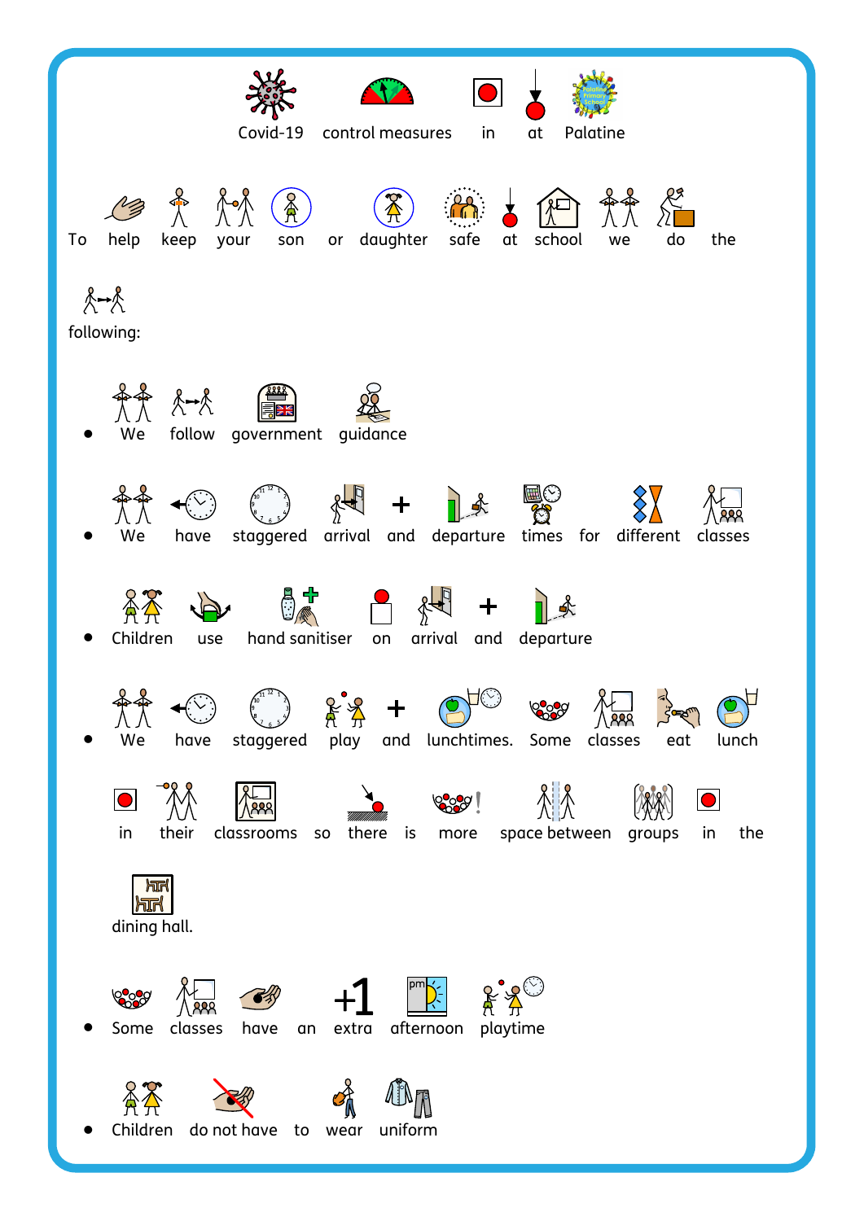# Covid-19 control measures in at Palatine

To help keep your son or daughter safe at school we do the following:

- We follow government guidance
- We have staggered arrival + and departure times for different classes
- Children use hand sanitiser on arrival + and departure
- We have staggered play + and lunchtimes. Some classes eat lunch in their classrooms so there is more space between groups in the dining hall.
- Some classes have an +1 extra afternoon playtime
- Children do not have to wear uniform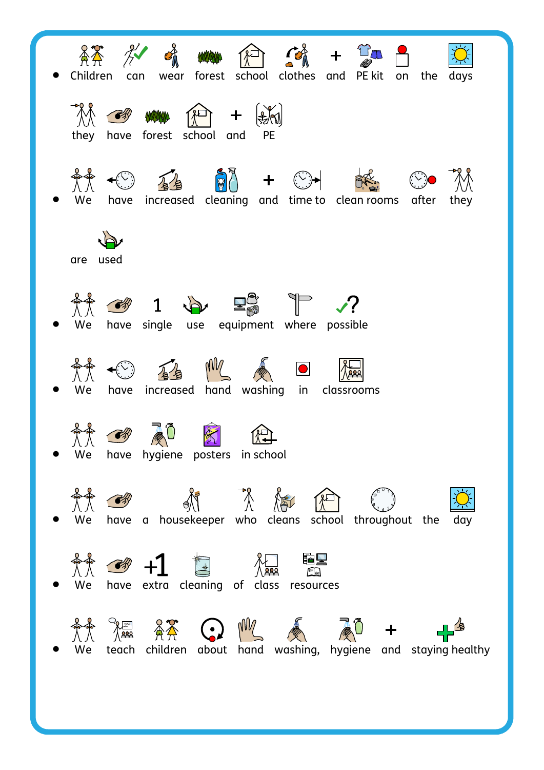- Children can wear forest school clothes and PE kit on the days they have forest school and PE
- We have increased cleaning and time to clean rooms after they are used
- We have 1 single use equipment where possible
- We have increased hand washing in classrooms
- We have hygiene posters in school
- We have a housekeeper who cleans school throughout the day
- We have +1 extra cleaning of class resources
- We teach children about hand washing, hygiene and staying healthy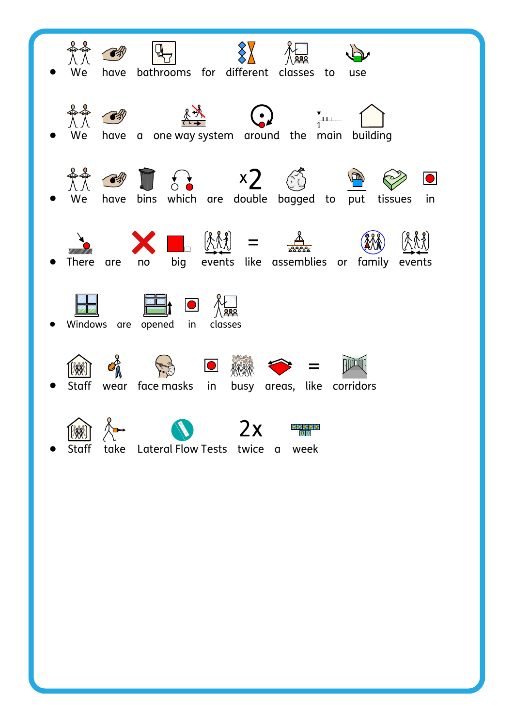- We have bathrooms for different classes to use
- We have a one way system around the main building
- We have bins which are double bagged to put tissues in
- There are no big events like assemblies or family events
- Windows are opened in classes
- Staff wear face masks in busy areas, like corridors
- Staff take Lateral Flow Tests twice a week